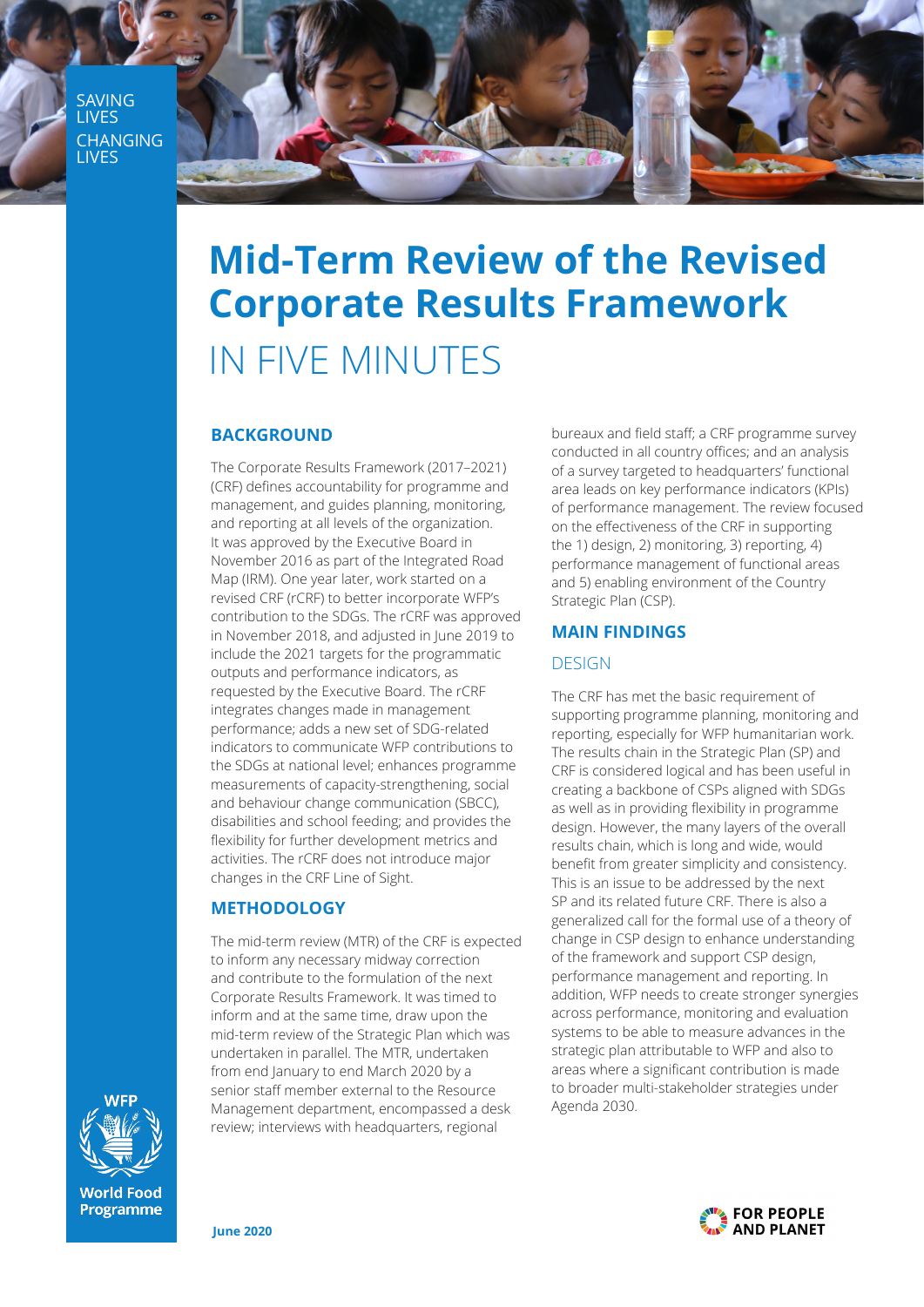SAVING LIVES
CHANGING LIVES

# Mid-Term Review of the Revised Corporate Results Framework

# IN FIVE MINUTES

## BACKGROUND

The Corporate Results Framework (2017–2021) (CRF) defines accountability for programme and management, and guides planning, monitoring, and reporting at all levels of the organization. It was approved by the Executive Board in November 2016 as part of the Integrated Road Map (IRM). One year later, work started on a revised CRF (rCRF) to better incorporate WFP's contribution to the SDGs. The rCRF was approved in November 2018, and adjusted in June 2019 to include the 2021 targets for the programmatic outputs and performance indicators, as requested by the Executive Board. The rCRF integrates changes made in management performance; adds a new set of SDG-related indicators to communicate WFP contributions to the SDGs at national level; enhances programme measurements of capacity-strengthening, social and behaviour change communication (SBCC), disabilities and school feeding; and provides the flexibility for further development metrics and activities. The rCRF does not introduce major changes in the CRF Line of Sight.

## METHODOLOGY

The mid-term review (MTR) of the CRF is expected to inform any necessary midway correction and contribute to the formulation of the next Corporate Results Framework. It was timed to inform and at the same time, draw upon the mid-term review of the Strategic Plan which was undertaken in parallel. The MTR, undertaken from end January to end March 2020 by a senior staff member external to the Resource Management department, encompassed a desk review; interviews with headquarters, regional bureaux and field staff; a CRF programme survey conducted in all country offices; and an analysis of a survey targeted to headquarters' functional area leads on key performance indicators (KPIs) of performance management. The review focused on the effectiveness of the CRF in supporting the 1) design, 2) monitoring, 3) reporting, 4) performance management of functional areas and 5) enabling environment of the Country Strategic Plan (CSP).

## MAIN FINDINGS

### DESIGN

The CRF has met the basic requirement of supporting programme planning, monitoring and reporting, especially for WFP humanitarian work. The results chain in the Strategic Plan (SP) and CRF is considered logical and has been useful in creating a backbone of CSPs aligned with SDGs as well as in providing flexibility in programme design. However, the many layers of the overall results chain, which is long and wide, would benefit from greater simplicity and consistency. This is an issue to be addressed by the next SP and its related future CRF. There is also a generalized call for the formal use of a theory of change in CSP design to enhance understanding of the framework and support CSP design, performance management and reporting. In addition, WFP needs to create stronger synergies across performance, monitoring and evaluation systems to be able to measure advances in the strategic plan attributable to WFP and also to areas where a significant contribution is made to broader multi-stakeholder strategies under Agenda 2030.

WFP
World Food Programme

June 2020

FOR PEOPLE AND PLANET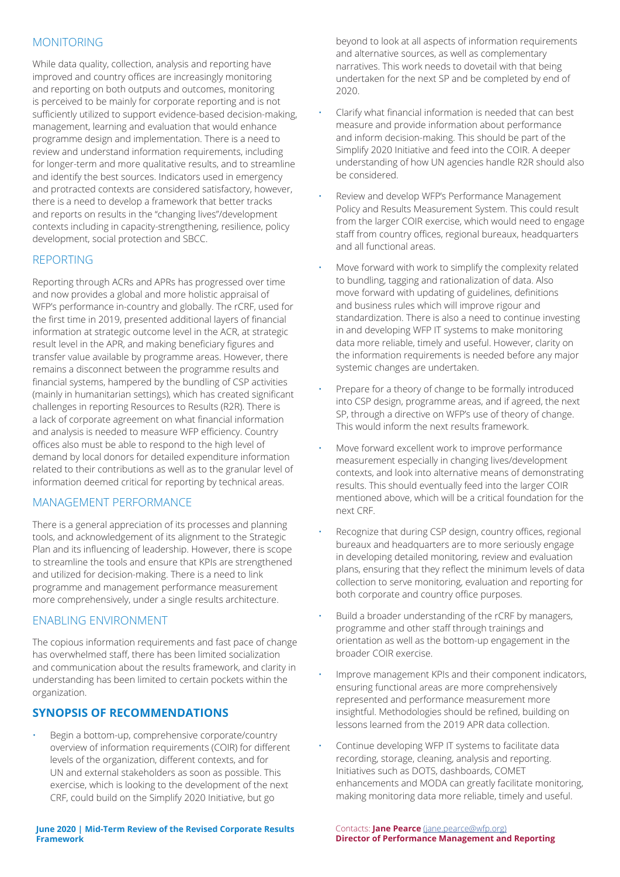## MONITORING

While data quality, collection, analysis and reporting have improved and country offices are increasingly monitoring and reporting on both outputs and outcomes, monitoring is perceived to be mainly for corporate reporting and is not sufficiently utilized to support evidence-based decision-making, management, learning and evaluation that would enhance programme design and implementation. There is a need to review and understand information requirements, including for longer-term and more qualitative results, and to streamline and identify the best sources. Indicators used in emergency and protracted contexts are considered satisfactory, however, there is a need to develop a framework that better tracks and reports on results in the "changing lives"/development contexts including in capacity-strengthening, resilience, policy development, social protection and SBCC.

## REPORTING

Reporting through ACRs and APRs has progressed over time and now provides a global and more holistic appraisal of WFP's performance in-country and globally. The rCRF, used for the first time in 2019, presented additional layers of financial information at strategic outcome level in the ACR, at strategic result level in the APR, and making beneficiary figures and transfer value available by programme areas. However, there remains a disconnect between the programme results and financial systems, hampered by the bundling of CSP activities (mainly in humanitarian settings), which has created significant challenges in reporting Resources to Results (R2R). There is a lack of corporate agreement on what financial information and analysis is needed to measure WFP efficiency. Country offices also must be able to respond to the high level of demand by local donors for detailed expenditure information related to their contributions as well as to the granular level of information deemed critical for reporting by technical areas.

## MANAGEMENT PERFORMANCE

There is a general appreciation of its processes and planning tools, and acknowledgement of its alignment to the Strategic Plan and its influencing of leadership. However, there is scope to streamline the tools and ensure that KPIs are strengthened and utilized for decision-making. There is a need to link programme and management performance measurement more comprehensively, under a single results architecture.

## ENABLING ENVIRONMENT

The copious information requirements and fast pace of change has overwhelmed staff, there has been limited socialization and communication about the results framework, and clarity in understanding has been limited to certain pockets within the organization.

## SYNOPSIS OF RECOMMENDATIONS

- Begin a bottom-up, comprehensive corporate/country overview of information requirements (COIR) for different levels of the organization, different contexts, and for UN and external stakeholders as soon as possible. This exercise, which is looking to the development of the next CRF, could build on the Simplify 2020 Initiative, but go beyond to look at all aspects of information requirements and alternative sources, as well as complementary narratives. This work needs to dovetail with that being undertaken for the next SP and be completed by end of 2020.
- Clarify what financial information is needed that can best measure and provide information about performance and inform decision-making. This should be part of the Simplify 2020 Initiative and feed into the COIR. A deeper understanding of how UN agencies handle R2R should also be considered.
- Review and develop WFP's Performance Management Policy and Results Measurement System. This could result from the larger COIR exercise, which would need to engage staff from country offices, regional bureaux, headquarters and all functional areas.
- Move forward with work to simplify the complexity related to bundling, tagging and rationalization of data. Also move forward with updating of guidelines, definitions and business rules which will improve rigour and standardization. There is also a need to continue investing in and developing WFP IT systems to make monitoring data more reliable, timely and useful. However, clarity on the information requirements is needed before any major systemic changes are undertaken.
- Prepare for a theory of change to be formally introduced into CSP design, programme areas, and if agreed, the next SP, through a directive on WFP's use of theory of change. This would inform the next results framework.
- Move forward excellent work to improve performance measurement especially in changing lives/development contexts, and look into alternative means of demonstrating results. This should eventually feed into the larger COIR mentioned above, which will be a critical foundation for the next CRF.
- Recognize that during CSP design, country offices, regional bureaux and headquarters are to more seriously engage in developing detailed monitoring, review and evaluation plans, ensuring that they reflect the minimum levels of data collection to serve monitoring, evaluation and reporting for both corporate and country office purposes.
- Build a broader understanding of the rCRF by managers, programme and other staff through trainings and orientation as well as the bottom-up engagement in the broader COIR exercise.
- Improve management KPIs and their component indicators, ensuring functional areas are more comprehensively represented and performance measurement more insightful. Methodologies should be refined, building on lessons learned from the 2019 APR data collection.
- Continue developing WFP IT systems to facilitate data recording, storage, cleaning, analysis and reporting. Initiatives such as DOTS, dashboards, COMET enhancements and MODA can greatly facilitate monitoring, making monitoring data more reliable, timely and useful.

**June 2020 | Mid-Term Review of the Revised Corporate Results Framework**

Contacts: **Jane Pearce** (jane.pearce@wfp.org)
**Director of Performance Management and Reporting**